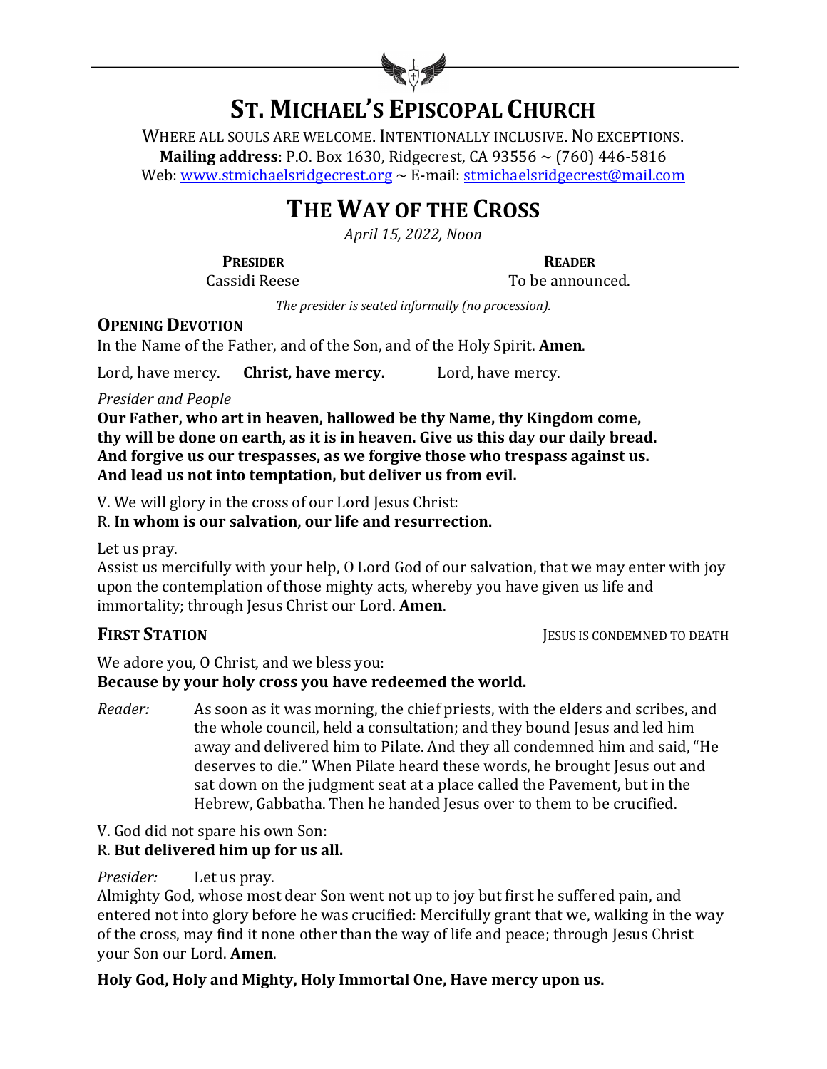# ST. MICHAEL'S EPISCOPAL CHURCH

WHERE ALL SOULS ARE WELCOME. INTENTIONALLY INCLUSIVE. NO EXCEPTIONS.
**Mailing address**: P.O. Box 1630, Ridgecrest, CA 93556 ~ (760) 446-5816
Web: www.stmichaelsridgecrest.org ~ E-mail: stmichaelsridgecrest@mail.com

# THE WAY OF THE CROSS

*April 15, 2022, Noon*

**PRESIDER**
Cassidi Reese

**READER**
To be announced.

*The presider is seated informally (no procession).*

## OPENING DEVOTION

In the Name of the Father, and of the Son, and of the Holy Spirit. **Amen**.

Lord, have mercy. **Christ, have mercy.** Lord, have mercy.

*Presider and People*

**Our Father, who art in heaven, hallowed be thy Name, thy Kingdom come,
thy will be done on earth, as it is in heaven. Give us this day our daily bread.
And forgive us our trespasses, as we forgive those who trespass against us.
And lead us not into temptation, but deliver us from evil.**

V. We will glory in the cross of our Lord Jesus Christ:
R. **In whom is our salvation, our life and resurrection.**

Let us pray.
Assist us mercifully with your help, O Lord God of our salvation, that we may enter with joy upon the contemplation of those mighty acts, whereby you have given us life and immortality; through Jesus Christ our Lord. **Amen**.

## FIRST STATION — JESUS IS CONDEMNED TO DEATH

We adore you, O Christ, and we bless you:
**Because by your holy cross you have redeemed the world.**

*Reader:* As soon as it was morning, the chief priests, with the elders and scribes, and the whole council, held a consultation; and they bound Jesus and led him away and delivered him to Pilate. And they all condemned him and said, "He deserves to die." When Pilate heard these words, he brought Jesus out and sat down on the judgment seat at a place called the Pavement, but in the Hebrew, Gabbatha. Then he handed Jesus over to them to be crucified.

V. God did not spare his own Son:
R. **But delivered him up for us all.**

*Presider:* Let us pray.
Almighty God, whose most dear Son went not up to joy but first he suffered pain, and entered not into glory before he was crucified: Mercifully grant that we, walking in the way of the cross, may find it none other than the way of life and peace; through Jesus Christ your Son our Lord. **Amen**.

**Holy God, Holy and Mighty, Holy Immortal One, Have mercy upon us.**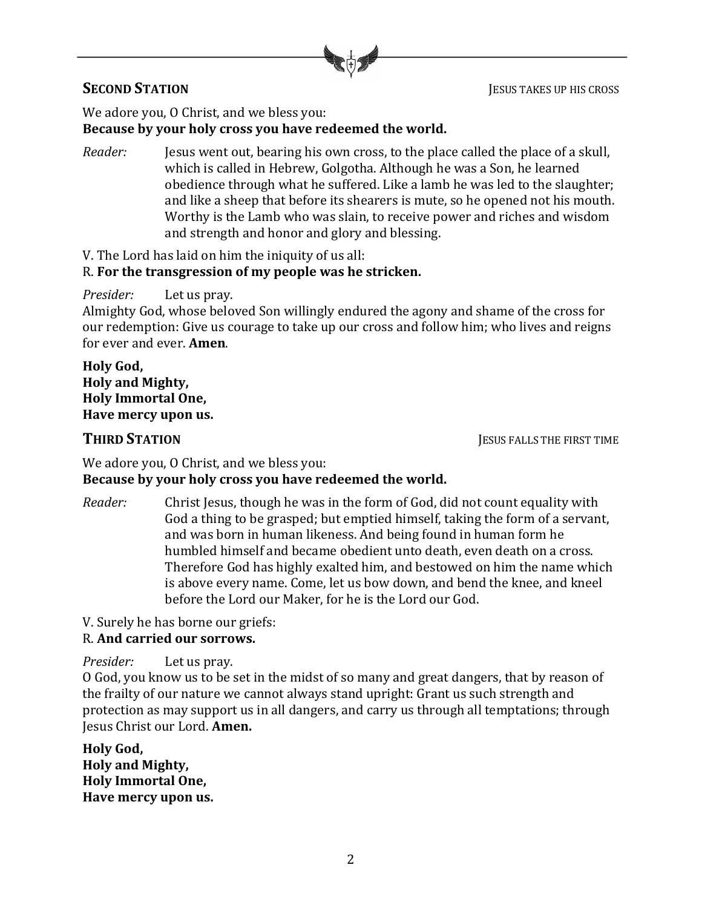## SECOND STATION — JESUS TAKES UP HIS CROSS

We adore you, O Christ, and we bless you:
**Because by your holy cross you have redeemed the world.**

*Reader:* Jesus went out, bearing his own cross, to the place called the place of a skull, which is called in Hebrew, Golgotha. Although he was a Son, he learned obedience through what he suffered. Like a lamb he was led to the slaughter; and like a sheep that before its shearers is mute, so he opened not his mouth. Worthy is the Lamb who was slain, to receive power and riches and wisdom and strength and honor and glory and blessing.

V. The Lord has laid on him the iniquity of us all:
R. **For the transgression of my people was he stricken.**

*Presider:* Let us pray.
Almighty God, whose beloved Son willingly endured the agony and shame of the cross for our redemption: Give us courage to take up our cross and follow him; who lives and reigns for ever and ever. **Amen**.

**Holy God,**
**Holy and Mighty,**
**Holy Immortal One,**
**Have mercy upon us.**

## THIRD STATION — JESUS FALLS THE FIRST TIME

We adore you, O Christ, and we bless you:
**Because by your holy cross you have redeemed the world.**

*Reader:* Christ Jesus, though he was in the form of God, did not count equality with God a thing to be grasped; but emptied himself, taking the form of a servant, and was born in human likeness. And being found in human form he humbled himself and became obedient unto death, even death on a cross. Therefore God has highly exalted him, and bestowed on him the name which is above every name. Come, let us bow down, and bend the knee, and kneel before the Lord our Maker, for he is the Lord our God.

V. Surely he has borne our griefs:
R. **And carried our sorrows.**

*Presider:* Let us pray.
O God, you know us to be set in the midst of so many and great dangers, that by reason of the frailty of our nature we cannot always stand upright: Grant us such strength and protection as may support us in all dangers, and carry us through all temptations; through Jesus Christ our Lord. **Amen.**

**Holy God,**
**Holy and Mighty,**
**Holy Immortal One,**
**Have mercy upon us.**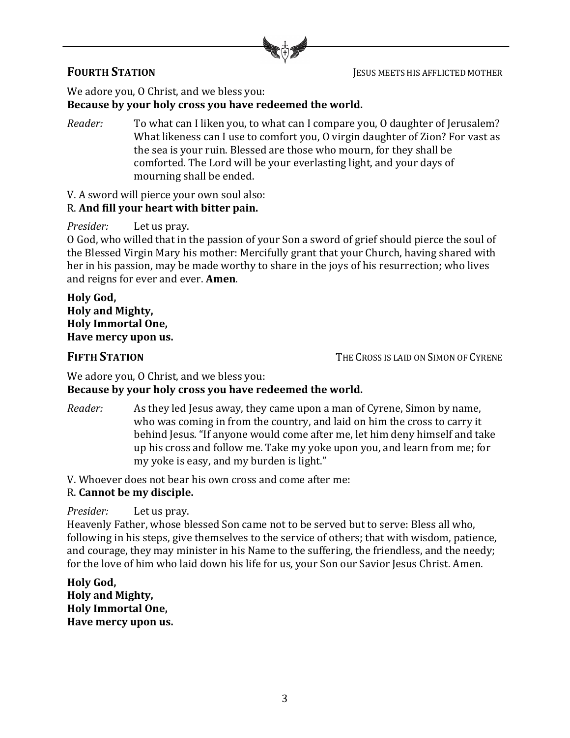## FOURTH STATION — JESUS MEETS HIS AFFLICTED MOTHER

We adore you, O Christ, and we bless you:
**Because by your holy cross you have redeemed the world.**

*Reader:* To what can I liken you, to what can I compare you, O daughter of Jerusalem? What likeness can I use to comfort you, O virgin daughter of Zion? For vast as the sea is your ruin. Blessed are those who mourn, for they shall be comforted. The Lord will be your everlasting light, and your days of mourning shall be ended.

V. A sword will pierce your own soul also:
R. **And fill your heart with bitter pain.**

*Presider:* Let us pray.
O God, who willed that in the passion of your Son a sword of grief should pierce the soul of the Blessed Virgin Mary his mother: Mercifully grant that your Church, having shared with her in his passion, may be made worthy to share in the joys of his resurrection; who lives and reigns for ever and ever. **Amen**.

**Holy God,
Holy and Mighty,
Holy Immortal One,
Have mercy upon us.**

## FIFTH STATION — THE CROSS IS LAID ON SIMON OF CYRENE

We adore you, O Christ, and we bless you:
**Because by your holy cross you have redeemed the world.**

*Reader:* As they led Jesus away, they came upon a man of Cyrene, Simon by name, who was coming in from the country, and laid on him the cross to carry it behind Jesus. "If anyone would come after me, let him deny himself and take up his cross and follow me. Take my yoke upon you, and learn from me; for my yoke is easy, and my burden is light."

V. Whoever does not bear his own cross and come after me:
R. **Cannot be my disciple.**

*Presider:* Let us pray.
Heavenly Father, whose blessed Son came not to be served but to serve: Bless all who, following in his steps, give themselves to the service of others; that with wisdom, patience, and courage, they may minister in his Name to the suffering, the friendless, and the needy; for the love of him who laid down his life for us, your Son our Savior Jesus Christ. Amen.

**Holy God,
Holy and Mighty,
Holy Immortal One,
Have mercy upon us.**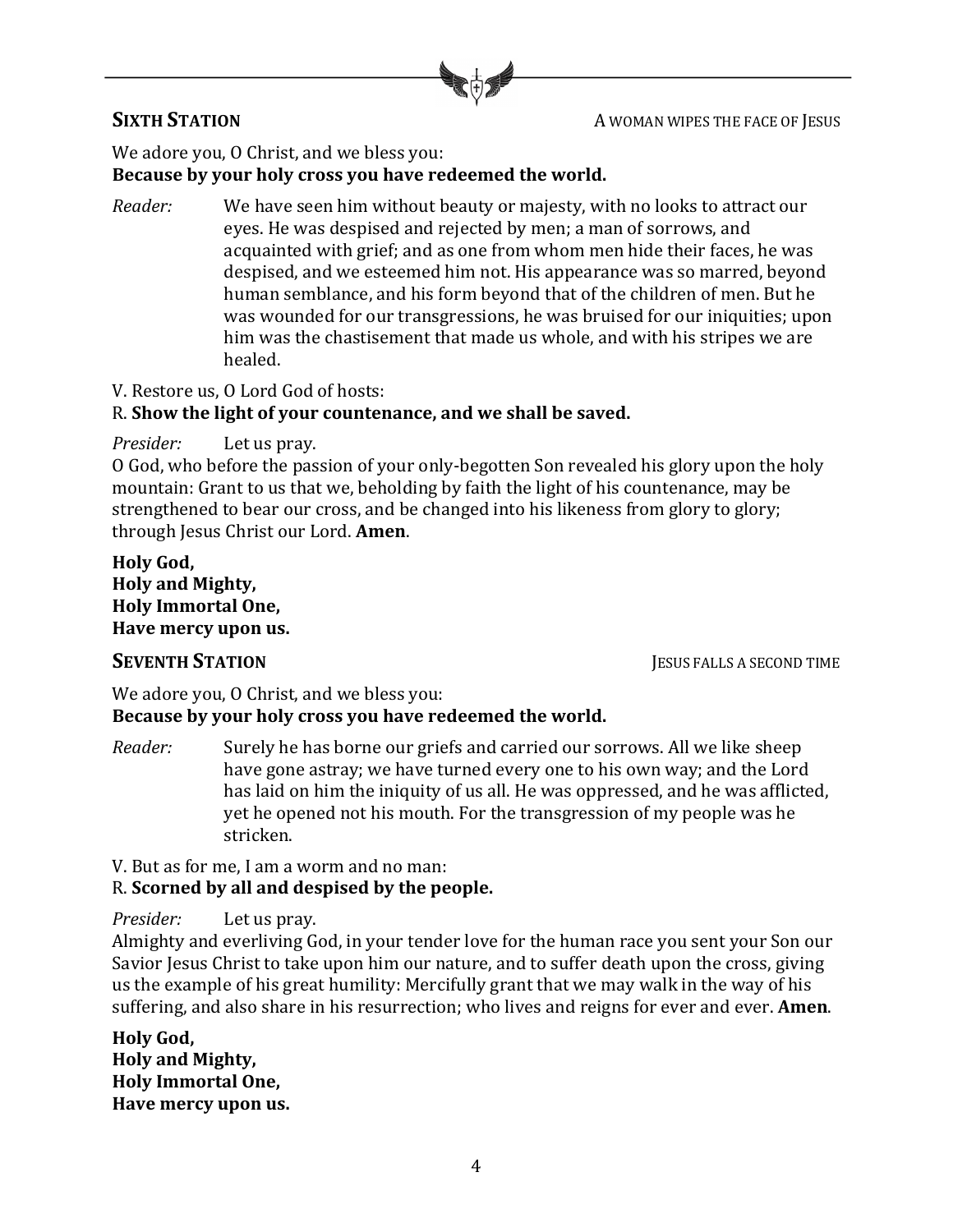## SIXTH STATION

A WOMAN WIPES THE FACE OF JESUS

We adore you, O Christ, and we bless you:
**Because by your holy cross you have redeemed the world.**

*Reader:* We have seen him without beauty or majesty, with no looks to attract our eyes. He was despised and rejected by men; a man of sorrows, and acquainted with grief; and as one from whom men hide their faces, he was despised, and we esteemed him not. His appearance was so marred, beyond human semblance, and his form beyond that of the children of men. But he was wounded for our transgressions, he was bruised for our iniquities; upon him was the chastisement that made us whole, and with his stripes we are healed.

V. Restore us, O Lord God of hosts:
R. **Show the light of your countenance, and we shall be saved.**

*Presider:* Let us pray.
O God, who before the passion of your only-begotten Son revealed his glory upon the holy mountain: Grant to us that we, beholding by faith the light of his countenance, may be strengthened to bear our cross, and be changed into his likeness from glory to glory; through Jesus Christ our Lord. **Amen**.

**Holy God,**
**Holy and Mighty,**
**Holy Immortal One,**
**Have mercy upon us.**

## SEVENTH STATION

JESUS FALLS A SECOND TIME

We adore you, O Christ, and we bless you:
**Because by your holy cross you have redeemed the world.**

*Reader:* Surely he has borne our griefs and carried our sorrows. All we like sheep have gone astray; we have turned every one to his own way; and the Lord has laid on him the iniquity of us all. He was oppressed, and he was afflicted, yet he opened not his mouth. For the transgression of my people was he stricken.

V. But as for me, I am a worm and no man:
R. **Scorned by all and despised by the people.**

*Presider:* Let us pray.
Almighty and everliving God, in your tender love for the human race you sent your Son our Savior Jesus Christ to take upon him our nature, and to suffer death upon the cross, giving us the example of his great humility: Mercifully grant that we may walk in the way of his suffering, and also share in his resurrection; who lives and reigns for ever and ever. **Amen**.

**Holy God,**
**Holy and Mighty,**
**Holy Immortal One,**
**Have mercy upon us.**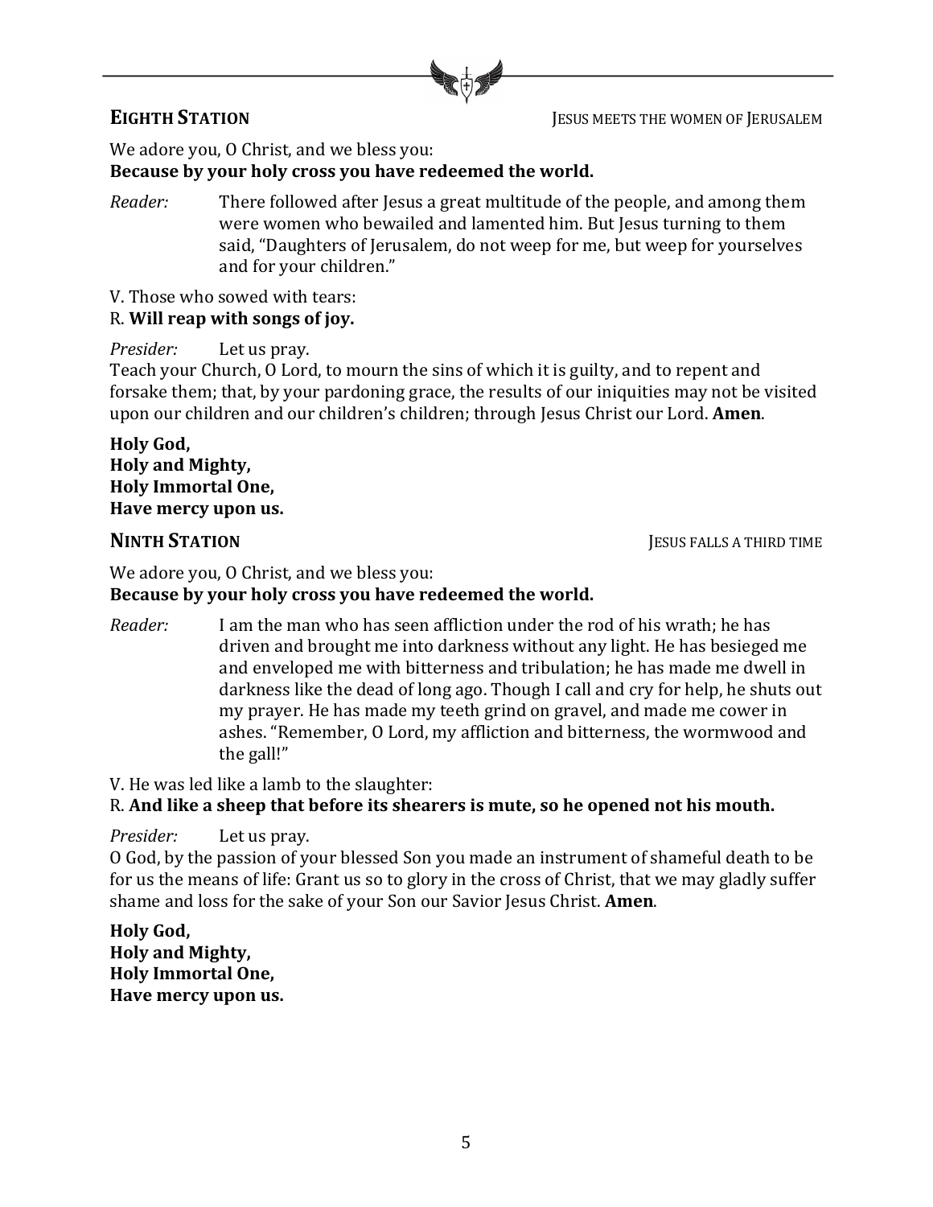## **EIGHTH STATION** JESUS MEETS THE WOMEN OF JERUSALEM

We adore you, O Christ, and we bless you:
**Because by your holy cross you have redeemed the world.**

*Reader:* There followed after Jesus a great multitude of the people, and among them were women who bewailed and lamented him. But Jesus turning to them said, "Daughters of Jerusalem, do not weep for me, but weep for yourselves and for your children."

V. Those who sowed with tears:
R. **Will reap with songs of joy.**

*Presider:* Let us pray.
Teach your Church, O Lord, to mourn the sins of which it is guilty, and to repent and forsake them; that, by your pardoning grace, the results of our iniquities may not be visited upon our children and our children's children; through Jesus Christ our Lord. **Amen**.

**Holy God,**
**Holy and Mighty,**
**Holy Immortal One,**
**Have mercy upon us.**

## **NINTH STATION** JESUS FALLS A THIRD TIME

We adore you, O Christ, and we bless you:
**Because by your holy cross you have redeemed the world.**

*Reader:* I am the man who has seen affliction under the rod of his wrath; he has driven and brought me into darkness without any light. He has besieged me and enveloped me with bitterness and tribulation; he has made me dwell in darkness like the dead of long ago. Though I call and cry for help, he shuts out my prayer. He has made my teeth grind on gravel, and made me cower in ashes. "Remember, O Lord, my affliction and bitterness, the wormwood and the gall!"

V. He was led like a lamb to the slaughter:
R. **And like a sheep that before its shearers is mute, so he opened not his mouth.**

*Presider:* Let us pray.
O God, by the passion of your blessed Son you made an instrument of shameful death to be for us the means of life: Grant us so to glory in the cross of Christ, that we may gladly suffer shame and loss for the sake of your Son our Savior Jesus Christ. **Amen**.

**Holy God,**
**Holy and Mighty,**
**Holy Immortal One,**
**Have mercy upon us.**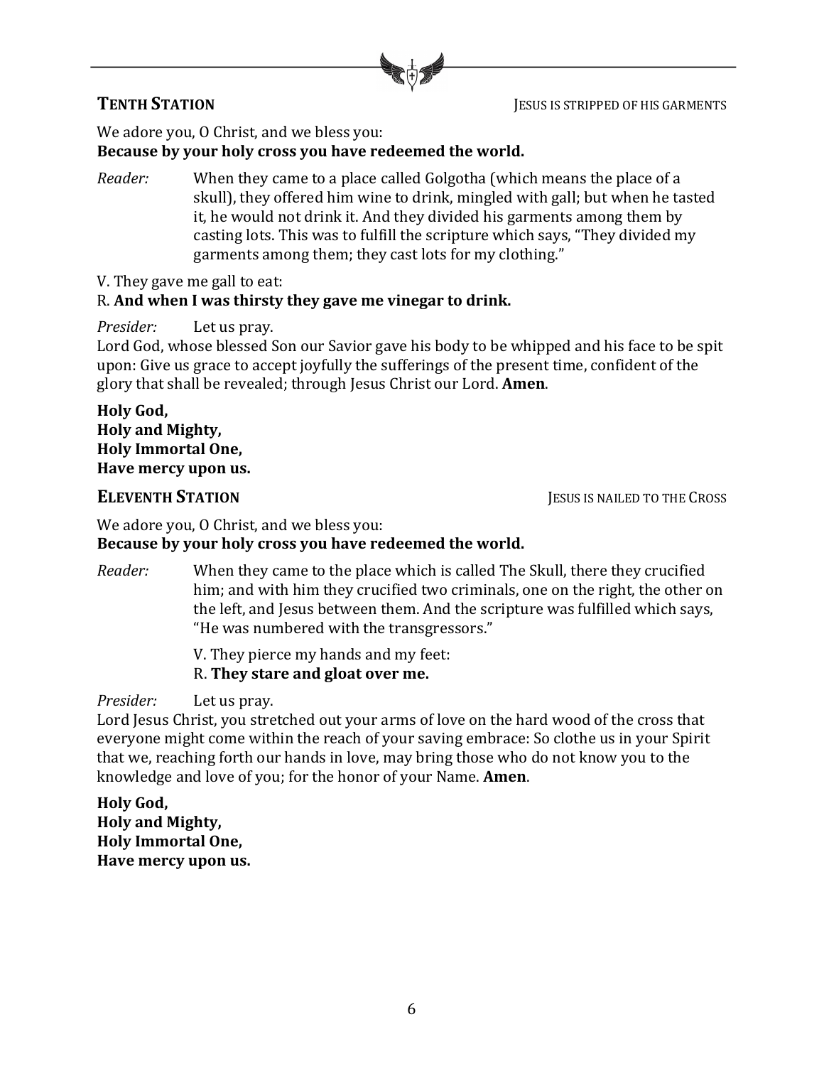## **TENTH STATION** — JESUS IS STRIPPED OF HIS GARMENTS

We adore you, O Christ, and we bless you:
**Because by your holy cross you have redeemed the world.**

*Reader:* When they came to a place called Golgotha (which means the place of a skull), they offered him wine to drink, mingled with gall; but when he tasted it, he would not drink it. And they divided his garments among them by casting lots. This was to fulfill the scripture which says, "They divided my garments among them; they cast lots for my clothing."

V. They gave me gall to eat:
R. **And when I was thirsty they gave me vinegar to drink.**

*Presider:* Let us pray.
Lord God, whose blessed Son our Savior gave his body to be whipped and his face to be spit upon: Give us grace to accept joyfully the sufferings of the present time, confident of the glory that shall be revealed; through Jesus Christ our Lord. **Amen**.

**Holy God,**
**Holy and Mighty,**
**Holy Immortal One,**
**Have mercy upon us.**

## **ELEVENTH STATION** — JESUS IS NAILED TO THE CROSS

We adore you, O Christ, and we bless you:
**Because by your holy cross you have redeemed the world.**

*Reader:* When they came to the place which is called The Skull, there they crucified him; and with him they crucified two criminals, one on the right, the other on the left, and Jesus between them. And the scripture was fulfilled which says, "He was numbered with the transgressors."

V. They pierce my hands and my feet:
R. **They stare and gloat over me.**

*Presider:* Let us pray.
Lord Jesus Christ, you stretched out your arms of love on the hard wood of the cross that everyone might come within the reach of your saving embrace: So clothe us in your Spirit that we, reaching forth our hands in love, may bring those who do not know you to the knowledge and love of you; for the honor of your Name. **Amen**.

**Holy God,**
**Holy and Mighty,**
**Holy Immortal One,**
**Have mercy upon us.**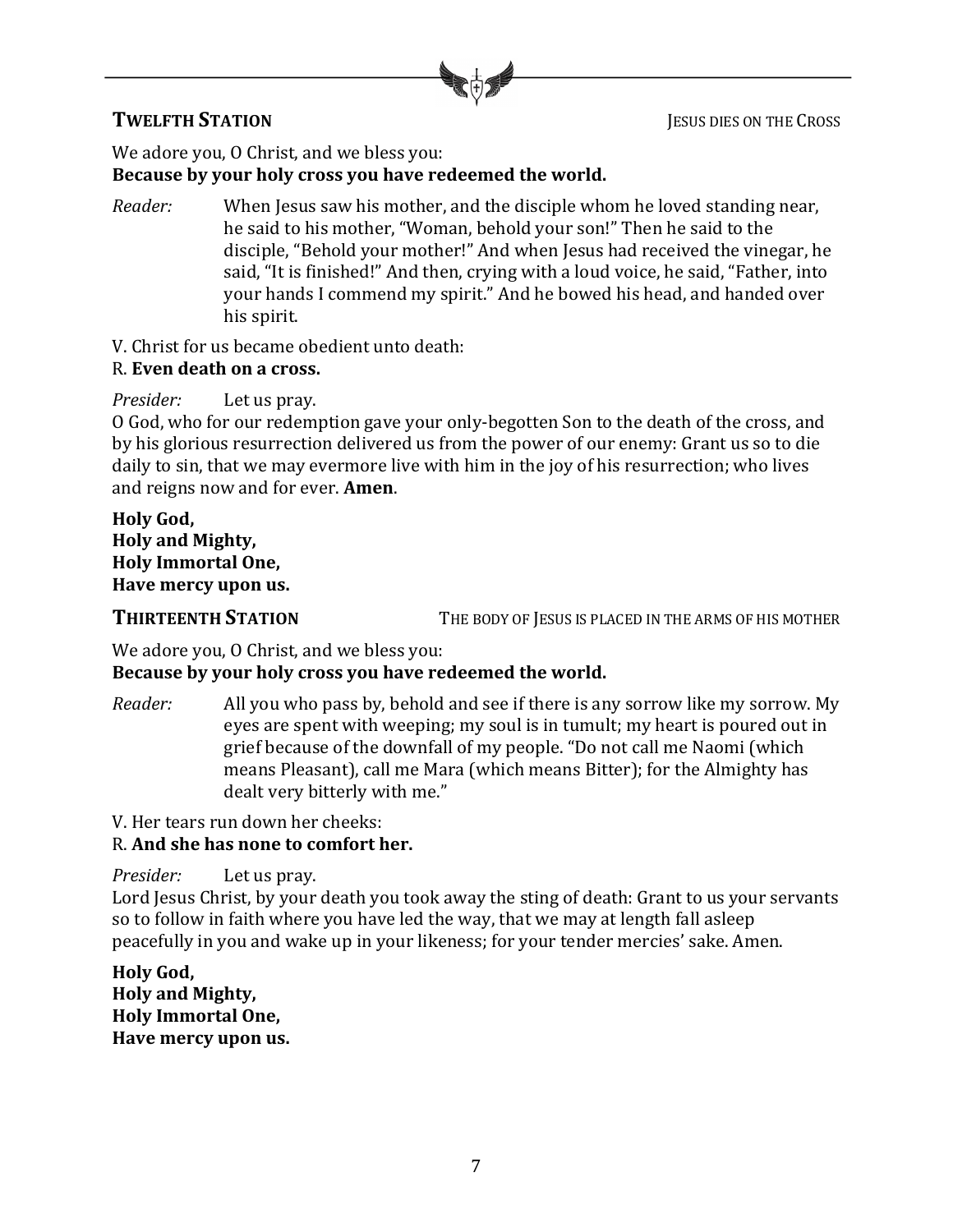## **Twelfth Station** — Jesus dies on the Cross

We adore you, O Christ, and we bless you:
**Because by your holy cross you have redeemed the world.**

*Reader:* When Jesus saw his mother, and the disciple whom he loved standing near, he said to his mother, "Woman, behold your son!" Then he said to the disciple, "Behold your mother!" And when Jesus had received the vinegar, he said, "It is finished!" And then, crying with a loud voice, he said, "Father, into your hands I commend my spirit." And he bowed his head, and handed over his spirit.

V. Christ for us became obedient unto death:
R. **Even death on a cross.**

*Presider:* Let us pray.
O God, who for our redemption gave your only-begotten Son to the death of the cross, and by his glorious resurrection delivered us from the power of our enemy: Grant us so to die daily to sin, that we may evermore live with him in the joy of his resurrection; who lives and reigns now and for ever. **Amen**.

**Holy God,**
**Holy and Mighty,**
**Holy Immortal One,**
**Have mercy upon us.**

## **Thirteenth Station** — The body of Jesus is placed in the arms of his mother

We adore you, O Christ, and we bless you:
**Because by your holy cross you have redeemed the world.**

*Reader:* All you who pass by, behold and see if there is any sorrow like my sorrow. My eyes are spent with weeping; my soul is in tumult; my heart is poured out in grief because of the downfall of my people. "Do not call me Naomi (which means Pleasant), call me Mara (which means Bitter); for the Almighty has dealt very bitterly with me."

V. Her tears run down her cheeks:
R. **And she has none to comfort her.**

*Presider:* Let us pray.
Lord Jesus Christ, by your death you took away the sting of death: Grant to us your servants so to follow in faith where you have led the way, that we may at length fall asleep peacefully in you and wake up in your likeness; for your tender mercies' sake. Amen.

**Holy God,**
**Holy and Mighty,**
**Holy Immortal One,**
**Have mercy upon us.**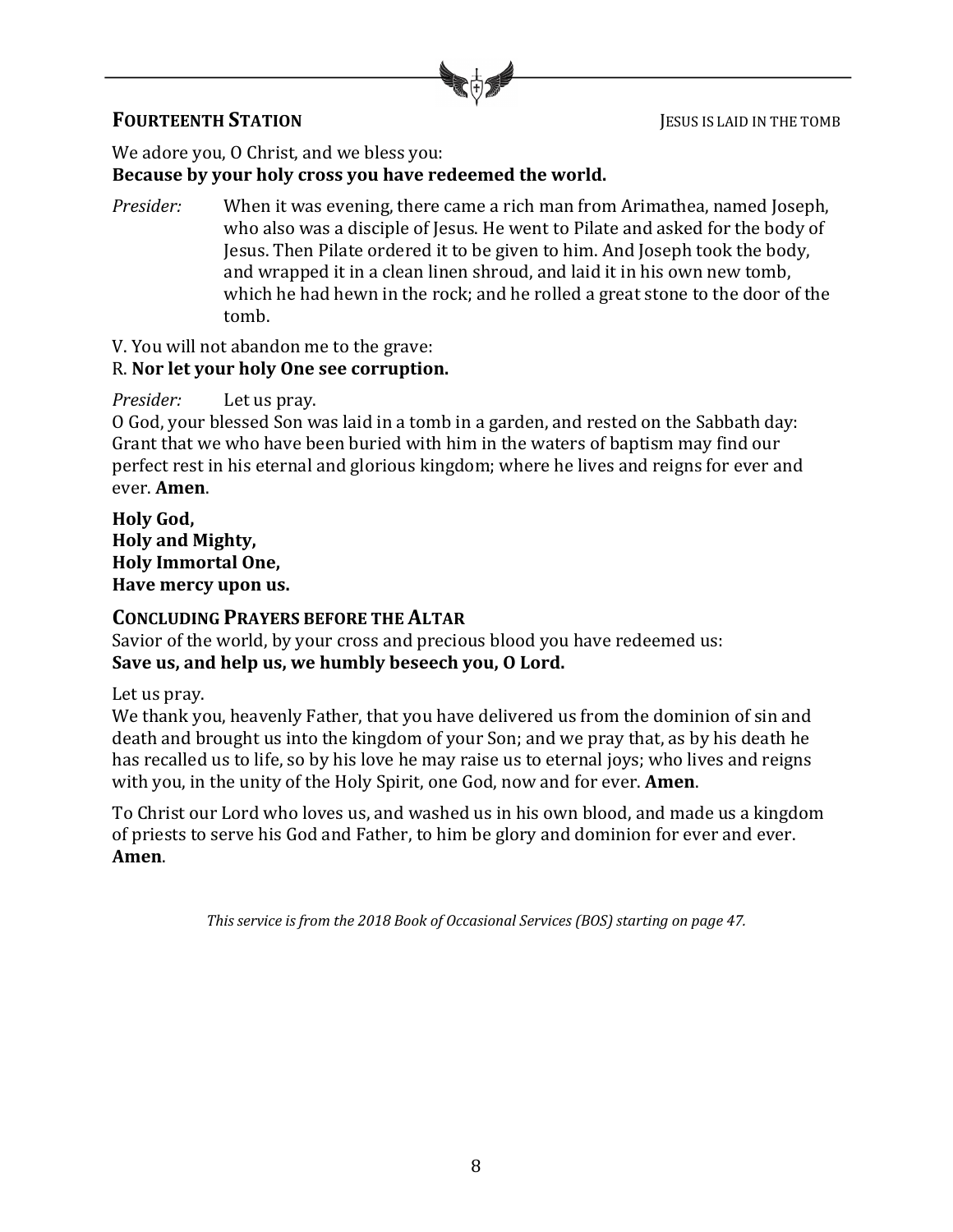## **FOURTEENTH STATION** — JESUS IS LAID IN THE TOMB

We adore you, O Christ, and we bless you:
**Because by your holy cross you have redeemed the world.**

*Presider:* When it was evening, there came a rich man from Arimathea, named Joseph, who also was a disciple of Jesus. He went to Pilate and asked for the body of Jesus. Then Pilate ordered it to be given to him. And Joseph took the body, and wrapped it in a clean linen shroud, and laid it in his own new tomb, which he had hewn in the rock; and he rolled a great stone to the door of the tomb.

V. You will not abandon me to the grave:
R. **Nor let your holy One see corruption.**

*Presider:* Let us pray.
O God, your blessed Son was laid in a tomb in a garden, and rested on the Sabbath day: Grant that we who have been buried with him in the waters of baptism may find our perfect rest in his eternal and glorious kingdom; where he lives and reigns for ever and ever. **Amen**.

**Holy God,**
**Holy and Mighty,**
**Holy Immortal One,**
**Have mercy upon us.**

## **CONCLUDING PRAYERS BEFORE THE ALTAR**

Savior of the world, by your cross and precious blood you have redeemed us:
**Save us, and help us, we humbly beseech you, O Lord.**

Let us pray.
We thank you, heavenly Father, that you have delivered us from the dominion of sin and death and brought us into the kingdom of your Son; and we pray that, as by his death he has recalled us to life, so by his love he may raise us to eternal joys; who lives and reigns with you, in the unity of the Holy Spirit, one God, now and for ever. **Amen**.

To Christ our Lord who loves us, and washed us in his own blood, and made us a kingdom of priests to serve his God and Father, to him be glory and dominion for ever and ever. **Amen**.

*This service is from the 2018 Book of Occasional Services (BOS) starting on page 47.*